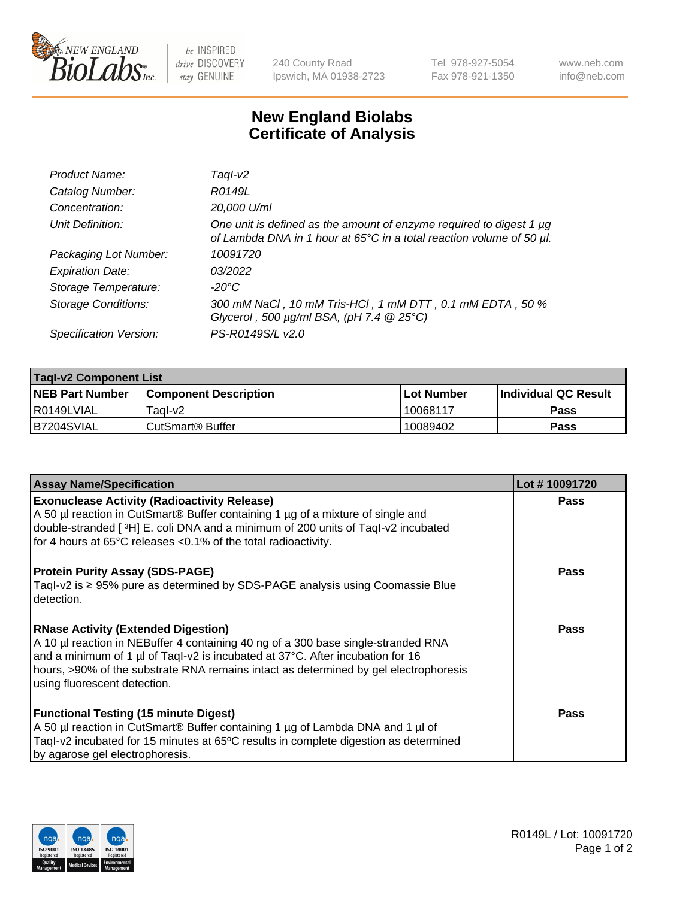NEW ENGLAND BioLabs Inc. — be INSPIRED drive DISCOVERY stay GENUINE

240 County Road
Ipswich, MA 01938-2723

Tel 978-927-5054
Fax 978-921-1350

www.neb.com
info@neb.com

# New England Biolabs
# Certificate of Analysis

| | |
|---|---|
| *Product Name:* | *TaqI-v2* |
| *Catalog Number:* | *R0149L* |
| *Concentration:* | *20,000 U/ml* |
| *Unit Definition:* | *One unit is defined as the amount of enzyme required to digest 1 µg of Lambda DNA in 1 hour at 65°C in a total reaction volume of 50 µl.* |
| *Packaging Lot Number:* | *10091720* |
| *Expiration Date:* | *03/2022* |
| *Storage Temperature:* | *-20°C* |
| *Storage Conditions:* | *300 mM NaCl , 10 mM Tris-HCl , 1 mM DTT , 0.1 mM EDTA , 50 % Glycerol , 500 µg/ml BSA, (pH 7.4 @ 25°C)* |
| *Specification Version:* | *PS-R0149S/L v2.0* |

| **TaqI-v2 Component List** | | | |
|---|---|---|---|
| **NEB Part Number** | **Component Description** | **Lot Number** | **Individual QC Result** |
| R0149LVIAL | TaqI-v2 | 10068117 | **Pass** |
| B7204SVIAL | CutSmart® Buffer | 10089402 | **Pass** |

| **Assay Name/Specification** | **Lot # 10091720** |
|---|---|
| **Exonuclease Activity (Radioactivity Release)**<br>A 50 µl reaction in CutSmart® Buffer containing 1 µg of a mixture of single and double-stranded [ ³H] E. coli DNA and a minimum of 200 units of TaqI-v2 incubated for 4 hours at 65°C releases <0.1% of the total radioactivity. | **Pass** |
| **Protein Purity Assay (SDS-PAGE)**<br>TaqI-v2 is ≥ 95% pure as determined by SDS-PAGE analysis using Coomassie Blue detection. | **Pass** |
| **RNase Activity (Extended Digestion)**<br>A 10 µl reaction in NEBuffer 4 containing 40 ng of a 300 base single-stranded RNA and a minimum of 1 µl of TaqI-v2 is incubated at 37°C. After incubation for 16 hours, >90% of the substrate RNA remains intact as determined by gel electrophoresis using fluorescent detection. | **Pass** |
| **Functional Testing (15 minute Digest)**<br>A 50 µl reaction in CutSmart® Buffer containing 1 µg of Lambda DNA and 1 µl of TaqI-v2 incubated for 15 minutes at 65ºC results in complete digestion as determined by agarose gel electrophoresis. | **Pass** |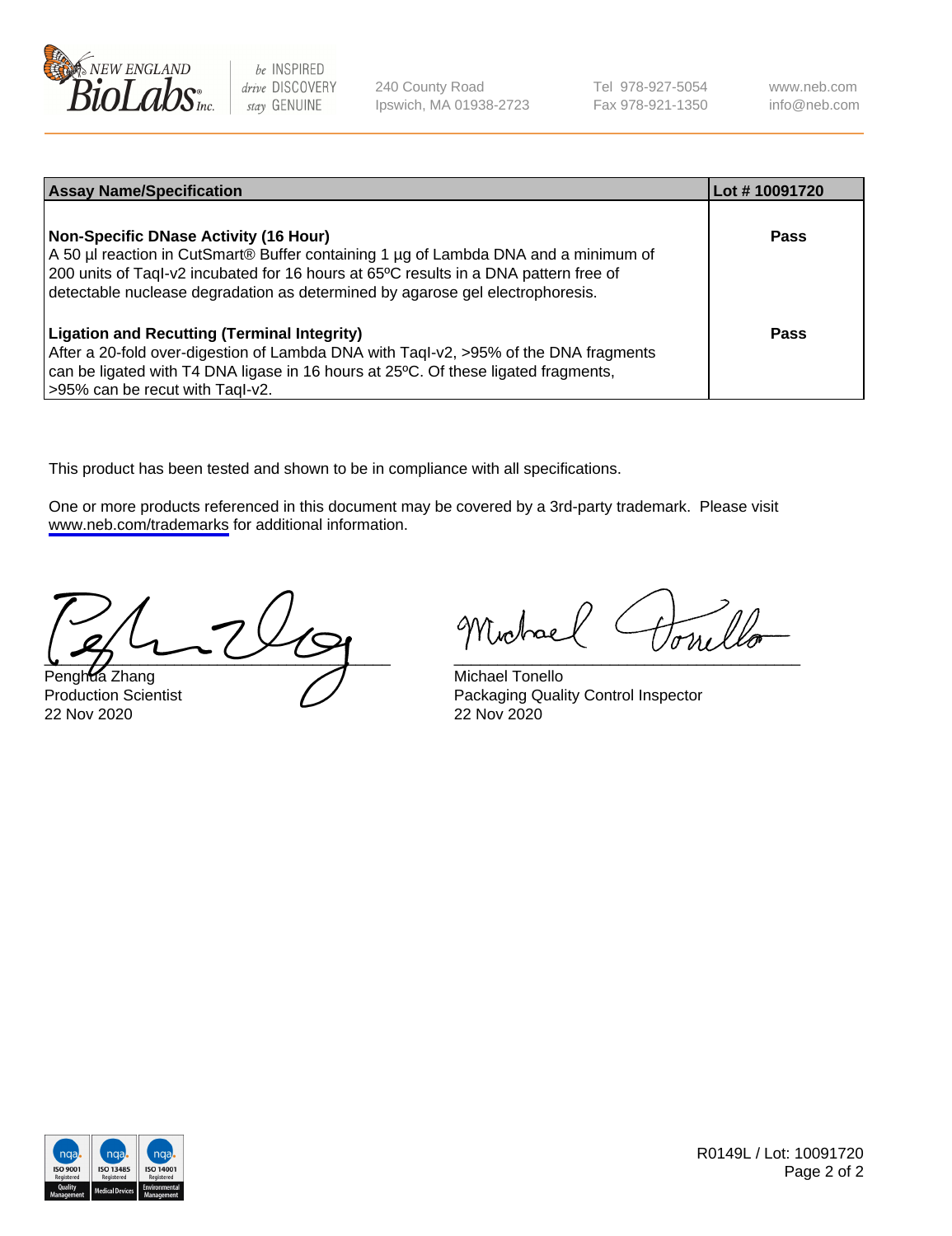| Assay Name/Specification | Lot # 10091720 |
|---|---|
| **Non-Specific DNase Activity (16 Hour)**<br>A 50 µl reaction in CutSmart® Buffer containing 1 µg of Lambda DNA and a minimum of 200 units of TaqI-v2 incubated for 16 hours at 65ºC results in a DNA pattern free of detectable nuclease degradation as determined by agarose gel electrophoresis. | Pass |
| **Ligation and Recutting (Terminal Integrity)**<br>After a 20-fold over-digestion of Lambda DNA with TaqI-v2, >95% of the DNA fragments can be ligated with T4 DNA ligase in 16 hours at 25ºC. Of these ligated fragments, >95% can be recut with TaqI-v2. | Pass |

This product has been tested and shown to be in compliance with all specifications.

One or more products referenced in this document may be covered by a 3rd-party trademark. Please visit www.neb.com/trademarks for additional information.

Penghua Zhang
Production Scientist
22 Nov 2020

Michael Tonello
Packaging Quality Control Inspector
22 Nov 2020

R0149L / Lot: 10091720